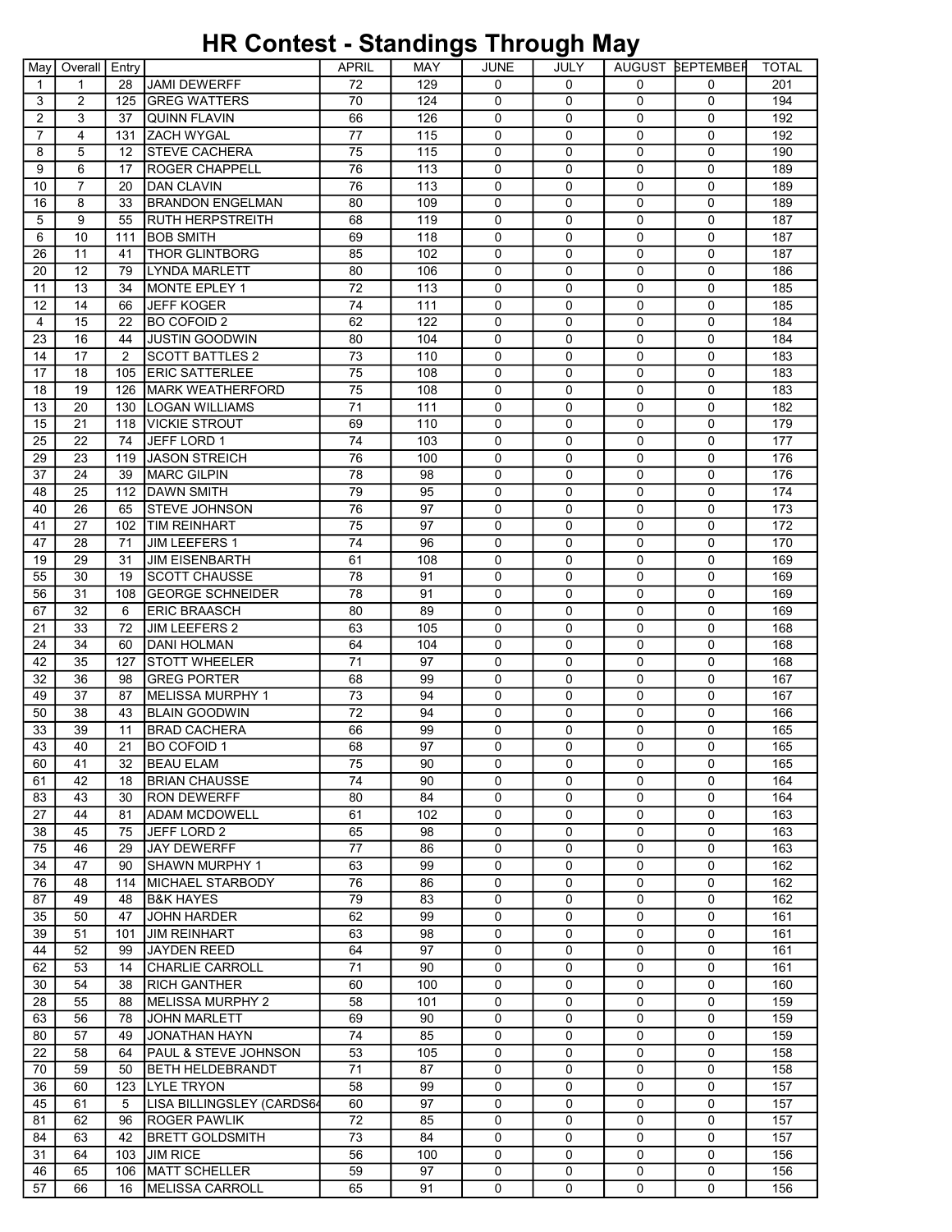# HR Contest - Standings Through May

| May | Overall | Entry | | APRIL | MAY | JUNE | JULY | AUGUST | SEPTEMBER | TOTAL |
|---|---|---|---|---|---|---|---|---|---|---|
| 1 | 1 | 28 | JAMI DEWERFF | 72 | 129 | 0 | 0 | 0 | 0 | 201 |
| 3 | 2 | 125 | GREG WATTERS | 70 | 124 | 0 | 0 | 0 | 0 | 194 |
| 2 | 3 | 37 | QUINN FLAVIN | 66 | 126 | 0 | 0 | 0 | 0 | 192 |
| 7 | 4 | 131 | ZACH WYGAL | 77 | 115 | 0 | 0 | 0 | 0 | 192 |
| 8 | 5 | 12 | STEVE CACHERA | 75 | 115 | 0 | 0 | 0 | 0 | 190 |
| 9 | 6 | 17 | ROGER CHAPPELL | 76 | 113 | 0 | 0 | 0 | 0 | 189 |
| 10 | 7 | 20 | DAN CLAVIN | 76 | 113 | 0 | 0 | 0 | 0 | 189 |
| 16 | 8 | 33 | BRANDON ENGELMAN | 80 | 109 | 0 | 0 | 0 | 0 | 189 |
| 5 | 9 | 55 | RUTH HERPSTREITH | 68 | 119 | 0 | 0 | 0 | 0 | 187 |
| 6 | 10 | 111 | BOB SMITH | 69 | 118 | 0 | 0 | 0 | 0 | 187 |
| 26 | 11 | 41 | THOR GLINTBORG | 85 | 102 | 0 | 0 | 0 | 0 | 187 |
| 20 | 12 | 79 | LYNDA MARLETT | 80 | 106 | 0 | 0 | 0 | 0 | 186 |
| 11 | 13 | 34 | MONTE EPLEY 1 | 72 | 113 | 0 | 0 | 0 | 0 | 185 |
| 12 | 14 | 66 | JEFF KOGER | 74 | 111 | 0 | 0 | 0 | 0 | 185 |
| 4 | 15 | 22 | BO COFOID 2 | 62 | 122 | 0 | 0 | 0 | 0 | 184 |
| 23 | 16 | 44 | JUSTIN GOODWIN | 80 | 104 | 0 | 0 | 0 | 0 | 184 |
| 14 | 17 | 2 | SCOTT BATTLES 2 | 73 | 110 | 0 | 0 | 0 | 0 | 183 |
| 17 | 18 | 105 | ERIC SATTERLEE | 75 | 108 | 0 | 0 | 0 | 0 | 183 |
| 18 | 19 | 126 | MARK WEATHERFORD | 75 | 108 | 0 | 0 | 0 | 0 | 183 |
| 13 | 20 | 130 | LOGAN WILLIAMS | 71 | 111 | 0 | 0 | 0 | 0 | 182 |
| 15 | 21 | 118 | VICKIE STROUT | 69 | 110 | 0 | 0 | 0 | 0 | 179 |
| 25 | 22 | 74 | JEFF LORD 1 | 74 | 103 | 0 | 0 | 0 | 0 | 177 |
| 29 | 23 | 119 | JASON STREICH | 76 | 100 | 0 | 0 | 0 | 0 | 176 |
| 37 | 24 | 39 | MARC GILPIN | 78 | 98 | 0 | 0 | 0 | 0 | 176 |
| 48 | 25 | 112 | DAWN SMITH | 79 | 95 | 0 | 0 | 0 | 0 | 174 |
| 40 | 26 | 65 | STEVE JOHNSON | 76 | 97 | 0 | 0 | 0 | 0 | 173 |
| 41 | 27 | 102 | TIM REINHART | 75 | 97 | 0 | 0 | 0 | 0 | 172 |
| 47 | 28 | 71 | JIM LEEFERS 1 | 74 | 96 | 0 | 0 | 0 | 0 | 170 |
| 19 | 29 | 31 | JIM EISENBARTH | 61 | 108 | 0 | 0 | 0 | 0 | 169 |
| 55 | 30 | 19 | SCOTT CHAUSSE | 78 | 91 | 0 | 0 | 0 | 0 | 169 |
| 56 | 31 | 108 | GEORGE SCHNEIDER | 78 | 91 | 0 | 0 | 0 | 0 | 169 |
| 67 | 32 | 6 | ERIC BRAASCH | 80 | 89 | 0 | 0 | 0 | 0 | 169 |
| 21 | 33 | 72 | JIM LEEFERS 2 | 63 | 105 | 0 | 0 | 0 | 0 | 168 |
| 24 | 34 | 60 | DANI HOLMAN | 64 | 104 | 0 | 0 | 0 | 0 | 168 |
| 42 | 35 | 127 | STOTT WHEELER | 71 | 97 | 0 | 0 | 0 | 0 | 168 |
| 32 | 36 | 98 | GREG PORTER | 68 | 99 | 0 | 0 | 0 | 0 | 167 |
| 49 | 37 | 87 | MELISSA MURPHY 1 | 73 | 94 | 0 | 0 | 0 | 0 | 167 |
| 50 | 38 | 43 | BLAIN GOODWIN | 72 | 94 | 0 | 0 | 0 | 0 | 166 |
| 33 | 39 | 11 | BRAD CACHERA | 66 | 99 | 0 | 0 | 0 | 0 | 165 |
| 43 | 40 | 21 | BO COFOID 1 | 68 | 97 | 0 | 0 | 0 | 0 | 165 |
| 60 | 41 | 32 | BEAU ELAM | 75 | 90 | 0 | 0 | 0 | 0 | 165 |
| 61 | 42 | 18 | BRIAN CHAUSSE | 74 | 90 | 0 | 0 | 0 | 0 | 164 |
| 83 | 43 | 30 | RON DEWERFF | 80 | 84 | 0 | 0 | 0 | 0 | 164 |
| 27 | 44 | 81 | ADAM MCDOWELL | 61 | 102 | 0 | 0 | 0 | 0 | 163 |
| 38 | 45 | 75 | JEFF LORD 2 | 65 | 98 | 0 | 0 | 0 | 0 | 163 |
| 75 | 46 | 29 | JAY DEWERFF | 77 | 86 | 0 | 0 | 0 | 0 | 163 |
| 34 | 47 | 90 | SHAWN MURPHY 1 | 63 | 99 | 0 | 0 | 0 | 0 | 162 |
| 76 | 48 | 114 | MICHAEL STARBODY | 76 | 86 | 0 | 0 | 0 | 0 | 162 |
| 87 | 49 | 48 | B&K HAYES | 79 | 83 | 0 | 0 | 0 | 0 | 162 |
| 35 | 50 | 47 | JOHN HARDER | 62 | 99 | 0 | 0 | 0 | 0 | 161 |
| 39 | 51 | 101 | JIM REINHART | 63 | 98 | 0 | 0 | 0 | 0 | 161 |
| 44 | 52 | 99 | JAYDEN REED | 64 | 97 | 0 | 0 | 0 | 0 | 161 |
| 62 | 53 | 14 | CHARLIE CARROLL | 71 | 90 | 0 | 0 | 0 | 0 | 161 |
| 30 | 54 | 38 | RICH GANTHER | 60 | 100 | 0 | 0 | 0 | 0 | 160 |
| 28 | 55 | 88 | MELISSA MURPHY 2 | 58 | 101 | 0 | 0 | 0 | 0 | 159 |
| 63 | 56 | 78 | JOHN MARLETT | 69 | 90 | 0 | 0 | 0 | 0 | 159 |
| 80 | 57 | 49 | JONATHAN HAYN | 74 | 85 | 0 | 0 | 0 | 0 | 159 |
| 22 | 58 | 64 | PAUL & STEVE JOHNSON | 53 | 105 | 0 | 0 | 0 | 0 | 158 |
| 70 | 59 | 50 | BETH HELDEBRANDT | 71 | 87 | 0 | 0 | 0 | 0 | 158 |
| 36 | 60 | 123 | LYLE TRYON | 58 | 99 | 0 | 0 | 0 | 0 | 157 |
| 45 | 61 | 5 | LISA BILLINGSLEY (CARDS64 | 60 | 97 | 0 | 0 | 0 | 0 | 157 |
| 81 | 62 | 96 | ROGER PAWLIK | 72 | 85 | 0 | 0 | 0 | 0 | 157 |
| 84 | 63 | 42 | BRETT GOLDSMITH | 73 | 84 | 0 | 0 | 0 | 0 | 157 |
| 31 | 64 | 103 | JIM RICE | 56 | 100 | 0 | 0 | 0 | 0 | 156 |
| 46 | 65 | 106 | MATT SCHELLER | 59 | 97 | 0 | 0 | 0 | 0 | 156 |
| 57 | 66 | 16 | MELISSA CARROLL | 65 | 91 | 0 | 0 | 0 | 0 | 156 |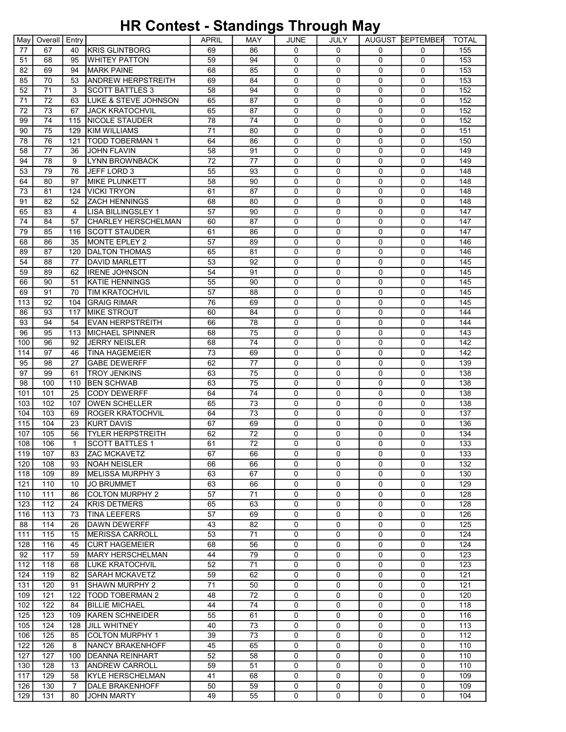# HR Contest - Standings Through May

| May | Overall | Entry | | APRIL | MAY | JUNE | JULY | AUGUST | SEPTEMBER | TOTAL |
|---|---|---|---|---|---|---|---|---|---|---|
| 77 | 67 | 40 | KRIS GLINTBORG | 69 | 86 | 0 | 0 | 0 | 0 | 155 |
| 51 | 68 | 95 | WHITEY PATTON | 59 | 94 | 0 | 0 | 0 | 0 | 153 |
| 82 | 69 | 94 | MARK PAINE | 68 | 85 | 0 | 0 | 0 | 0 | 153 |
| 85 | 70 | 53 | ANDREW HERPSTREITH | 69 | 84 | 0 | 0 | 0 | 0 | 153 |
| 52 | 71 | 3 | SCOTT BATTLES 3 | 58 | 94 | 0 | 0 | 0 | 0 | 152 |
| 71 | 72 | 63 | LUKE & STEVE JOHNSON | 65 | 87 | 0 | 0 | 0 | 0 | 152 |
| 72 | 73 | 67 | JACK KRATOCHVIL | 65 | 87 | 0 | 0 | 0 | 0 | 152 |
| 99 | 74 | 115 | NICOLE STAUDER | 78 | 74 | 0 | 0 | 0 | 0 | 152 |
| 90 | 75 | 129 | KIM WILLIAMS | 71 | 80 | 0 | 0 | 0 | 0 | 151 |
| 78 | 76 | 121 | TODD TOBERMAN 1 | 64 | 86 | 0 | 0 | 0 | 0 | 150 |
| 58 | 77 | 36 | JOHN FLAVIN | 58 | 91 | 0 | 0 | 0 | 0 | 149 |
| 94 | 78 | 9 | LYNN BROWNBACK | 72 | 77 | 0 | 0 | 0 | 0 | 149 |
| 53 | 79 | 76 | JEFF LORD 3 | 55 | 93 | 0 | 0 | 0 | 0 | 148 |
| 64 | 80 | 97 | MIKE PLUNKETT | 58 | 90 | 0 | 0 | 0 | 0 | 148 |
| 73 | 81 | 124 | VICKI TRYON | 61 | 87 | 0 | 0 | 0 | 0 | 148 |
| 91 | 82 | 52 | ZACH HENNINGS | 68 | 80 | 0 | 0 | 0 | 0 | 148 |
| 65 | 83 | 4 | LISA BILLINGSLEY 1 | 57 | 90 | 0 | 0 | 0 | 0 | 147 |
| 74 | 84 | 57 | CHARLEY HERSCHELMAN | 60 | 87 | 0 | 0 | 0 | 0 | 147 |
| 79 | 85 | 116 | SCOTT STAUDER | 61 | 86 | 0 | 0 | 0 | 0 | 147 |
| 68 | 86 | 35 | MONTE EPLEY 2 | 57 | 89 | 0 | 0 | 0 | 0 | 146 |
| 89 | 87 | 120 | DALTON THOMAS | 65 | 81 | 0 | 0 | 0 | 0 | 146 |
| 54 | 88 | 77 | DAVID MARLETT | 53 | 92 | 0 | 0 | 0 | 0 | 145 |
| 59 | 89 | 62 | IRENE JOHNSON | 54 | 91 | 0 | 0 | 0 | 0 | 145 |
| 66 | 90 | 51 | KATIE HENNINGS | 55 | 90 | 0 | 0 | 0 | 0 | 145 |
| 69 | 91 | 70 | TIM KRATOCHVIL | 57 | 88 | 0 | 0 | 0 | 0 | 145 |
| 113 | 92 | 104 | GRAIG RIMAR | 76 | 69 | 0 | 0 | 0 | 0 | 145 |
| 86 | 93 | 117 | MIKE STROUT | 60 | 84 | 0 | 0 | 0 | 0 | 144 |
| 93 | 94 | 54 | EVAN HERPSTREITH | 66 | 78 | 0 | 0 | 0 | 0 | 144 |
| 96 | 95 | 113 | MICHAEL SPINNER | 68 | 75 | 0 | 0 | 0 | 0 | 143 |
| 100 | 96 | 92 | JERRY NEISLER | 68 | 74 | 0 | 0 | 0 | 0 | 142 |
| 114 | 97 | 46 | TINA HAGEMEIER | 73 | 69 | 0 | 0 | 0 | 0 | 142 |
| 95 | 98 | 27 | GABE DEWERFF | 62 | 77 | 0 | 0 | 0 | 0 | 139 |
| 97 | 99 | 61 | TROY JENKINS | 63 | 75 | 0 | 0 | 0 | 0 | 138 |
| 98 | 100 | 110 | BEN SCHWAB | 63 | 75 | 0 | 0 | 0 | 0 | 138 |
| 101 | 101 | 25 | CODY DEWERFF | 64 | 74 | 0 | 0 | 0 | 0 | 138 |
| 103 | 102 | 107 | OWEN SCHELLER | 65 | 73 | 0 | 0 | 0 | 0 | 138 |
| 104 | 103 | 69 | ROGER KRATOCHVIL | 64 | 73 | 0 | 0 | 0 | 0 | 137 |
| 115 | 104 | 23 | KURT DAVIS | 67 | 69 | 0 | 0 | 0 | 0 | 136 |
| 107 | 105 | 56 | TYLER HERPSTREITH | 62 | 72 | 0 | 0 | 0 | 0 | 134 |
| 108 | 106 | 1 | SCOTT BATTLES 1 | 61 | 72 | 0 | 0 | 0 | 0 | 133 |
| 119 | 107 | 83 | ZAC MCKAVETZ | 67 | 66 | 0 | 0 | 0 | 0 | 133 |
| 120 | 108 | 93 | NOAH NEISLER | 66 | 66 | 0 | 0 | 0 | 0 | 132 |
| 118 | 109 | 89 | MELISSA MURPHY 3 | 63 | 67 | 0 | 0 | 0 | 0 | 130 |
| 121 | 110 | 10 | JO BRUMMET | 63 | 66 | 0 | 0 | 0 | 0 | 129 |
| 110 | 111 | 86 | COLTON MURPHY 2 | 57 | 71 | 0 | 0 | 0 | 0 | 128 |
| 123 | 112 | 24 | KRIS DETMERS | 65 | 63 | 0 | 0 | 0 | 0 | 128 |
| 116 | 113 | 73 | TINA LEEFERS | 57 | 69 | 0 | 0 | 0 | 0 | 126 |
| 88 | 114 | 26 | DAWN DEWERFF | 43 | 82 | 0 | 0 | 0 | 0 | 125 |
| 111 | 115 | 15 | MERISSA CARROLL | 53 | 71 | 0 | 0 | 0 | 0 | 124 |
| 128 | 116 | 45 | CURT HAGEMEIER | 68 | 56 | 0 | 0 | 0 | 0 | 124 |
| 92 | 117 | 59 | MARY HERSCHELMAN | 44 | 79 | 0 | 0 | 0 | 0 | 123 |
| 112 | 118 | 68 | LUKE KRATOCHVIL | 52 | 71 | 0 | 0 | 0 | 0 | 123 |
| 124 | 119 | 82 | SARAH MCKAVETZ | 59 | 62 | 0 | 0 | 0 | 0 | 121 |
| 131 | 120 | 91 | SHAWN MURPHY 2 | 71 | 50 | 0 | 0 | 0 | 0 | 121 |
| 109 | 121 | 122 | TODD TOBERMAN 2 | 48 | 72 | 0 | 0 | 0 | 0 | 120 |
| 102 | 122 | 84 | BILLIE MICHAEL | 44 | 74 | 0 | 0 | 0 | 0 | 118 |
| 125 | 123 | 109 | KAREN SCHNEIDER | 55 | 61 | 0 | 0 | 0 | 0 | 116 |
| 105 | 124 | 128 | JILL WHITNEY | 40 | 73 | 0 | 0 | 0 | 0 | 113 |
| 106 | 125 | 85 | COLTON MURPHY 1 | 39 | 73 | 0 | 0 | 0 | 0 | 112 |
| 122 | 126 | 8 | NANCY BRAKENHOFF | 45 | 65 | 0 | 0 | 0 | 0 | 110 |
| 127 | 127 | 100 | DEANNA REINHART | 52 | 58 | 0 | 0 | 0 | 0 | 110 |
| 130 | 128 | 13 | ANDREW CARROLL | 59 | 51 | 0 | 0 | 0 | 0 | 110 |
| 117 | 129 | 58 | KYLE HERSCHELMAN | 41 | 68 | 0 | 0 | 0 | 0 | 109 |
| 126 | 130 | 7 | DALE BRAKENHOFF | 50 | 59 | 0 | 0 | 0 | 0 | 109 |
| 129 | 131 | 80 | JOHN MARTY | 49 | 55 | 0 | 0 | 0 | 0 | 104 |